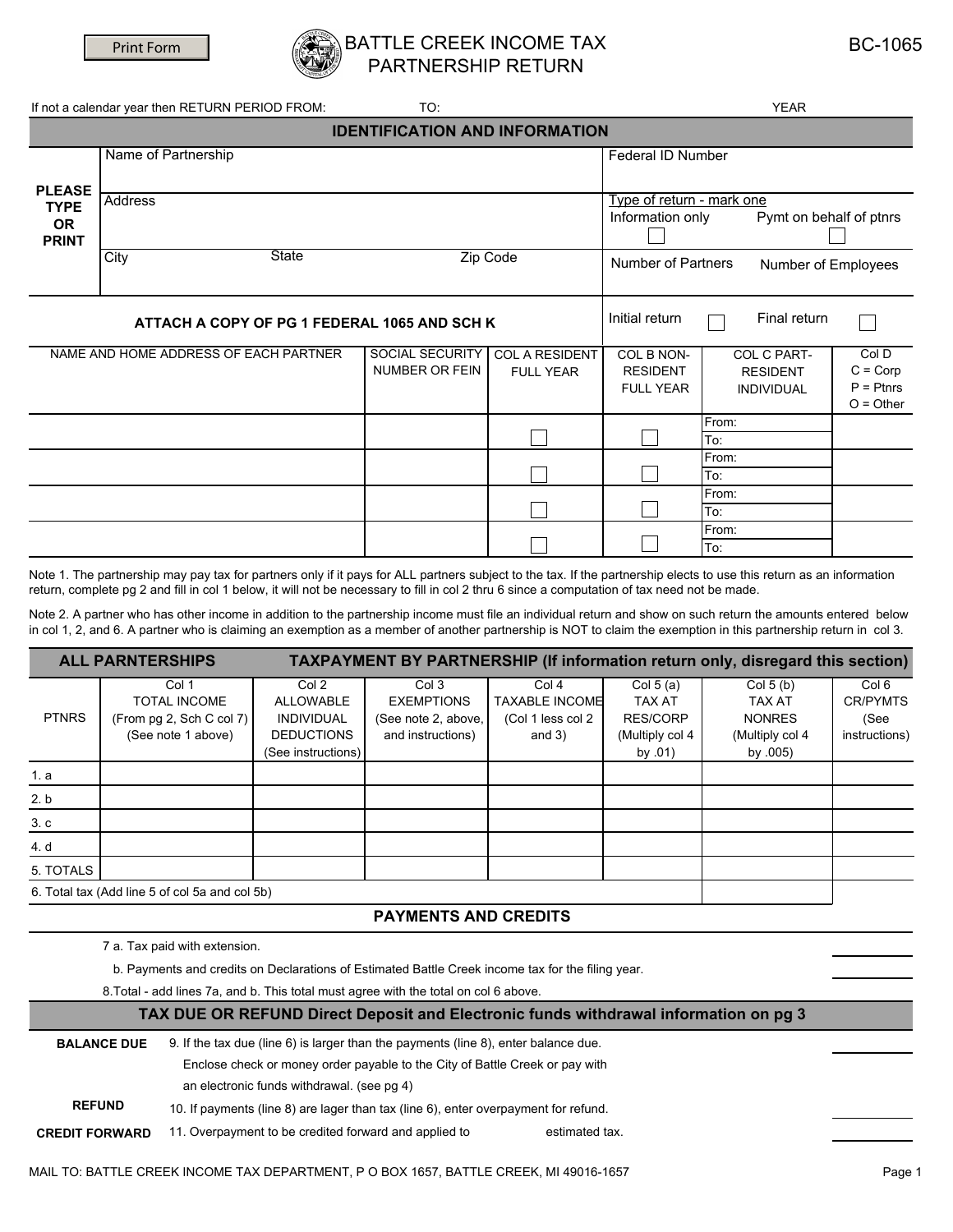Print Form

# BATTLE CREEK INCOME TAX PARTNERSHIP RETURN

BC-1065

If not a calendar year then RETURN PERIOD FROM: TO: YEAR

## IDENTIFICATION AND INFORMATION

| PLEASE TYPE OR PRINT | | |
|---|---|---|
| | Name of Partnership | Federal ID Number |
| | Address | Type of return - mark one<br>Information only ☐ Pymt on behalf of ptnrs ☐ |
| | City State Zip Code | Number of Partners Number of Employees |

**ATTACH A COPY OF PG 1 FEDERAL 1065 AND SCH K**

Initial return ☐ Final return ☐

| NAME AND HOME ADDRESS OF EACH PARTNER | SOCIAL SECURITY NUMBER OR FEIN | COL A RESIDENT FULL YEAR | COL B NON-RESIDENT FULL YEAR | COL C PART-RESIDENT INDIVIDUAL | Col D C = Corp P = Ptnrs O = Other |
|---|---|---|---|---|---|
| | | ☐ | ☐ | From: To: | |
| | | ☐ | ☐ | From: To: | |
| | | ☐ | ☐ | From: To: | |
| | | ☐ | ☐ | From: To: | |

Note 1. The partnership may pay tax for partners only if it pays for ALL partners subject to the tax. If the partnership elects to use this return as an information return, complete pg 2 and fill in col 1 below, it will not be necessary to fill in col 2 thru 6 since a computation of tax need not be made.

Note 2. A partner who has other income in addition to the partnership income must file an individual return and show on such return the amounts entered below in col 1, 2, and 6. A partner who is claiming an exemption as a member of another partnership is NOT to claim the exemption in this partnership return in col 3.

## ALL PARNTERSHIPS — TAXPAYMENT BY PARTNERSHIP (If information return only, disregard this section)

| PTNRS | Col 1 TOTAL INCOME (From pg 2, Sch C col 7) (See note 1 above) | Col 2 ALLOWABLE INDIVIDUAL DEDUCTIONS (See instructions) | Col 3 EXEMPTIONS (See note 2, above, and instructions) | Col 4 TAXABLE INCOME (Col 1 less col 2 and 3) | Col 5 (a) TAX AT RES/CORP (Multiply col 4 by .01) | Col 5 (b) TAX AT NONRES (Multiply col 4 by .005) | Col 6 CR/PYMTS (See instructions) |
|---|---|---|---|---|---|---|---|
| 1. a | | | | | | | |
| 2. b | | | | | | | |
| 3. c | | | | | | | |
| 4. d | | | | | | | |
| 5. TOTALS | | | | | | | |
| 6. Total tax (Add line 5 of col 5a and col 5b) | | | | | | | |

## PAYMENTS AND CREDITS

7 a. Tax paid with extension.

b. Payments and credits on Declarations of Estimated Battle Creek income tax for the filing year.

8. Total - add lines 7a, and b. This total must agree with the total on col 6 above.

## TAX DUE OR REFUND Direct Deposit and Electronic funds withdrawal information on pg 3

**BALANCE DUE** 9. If the tax due (line 6) is larger than the payments (line 8), enter balance due. Enclose check or money order payable to the City of Battle Creek or pay with an electronic funds withdrawal. (see pg 4)

**REFUND** 10. If payments (line 8) are lager than tax (line 6), enter overpayment for refund.

**CREDIT FORWARD** 11. Overpayment to be credited forward and applied to estimated tax.

MAIL TO: BATTLE CREEK INCOME TAX DEPARTMENT, P O BOX 1657, BATTLE CREEK, MI 49016-1657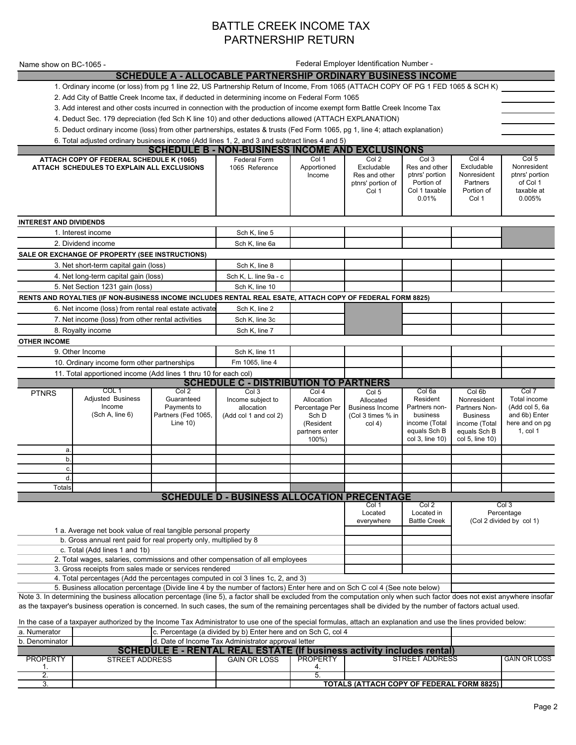# BATTLE CREEK INCOME TAX
# PARTNERSHIP RETURN

Name show on BC-1065 -

Federal Employer Identification Number -

## SCHEDULE A - ALLOCABLE PARTNERSHIP ORDINARY BUSINESS INCOME

1. Ordinary income (or loss) from pg 1 line 22, US Partnership Return of Income, From 1065 (ATTACH COPY OF PG 1 FED 1065 & SCH K)
2. Add City of Battle Creek Income tax, if deducted in determining income on Federal Form 1065
3. Add interest and other costs incurred in connection with the production of income exempt form Battle Creek Income Tax
4. Deduct Sec. 179 depreciation (fed Sch K line 10) and other deductions allowed (ATTACH EXPLANATION)
5. Deduct ordinary income (loss) from other partnerships, estates & trusts (Fed Form 1065, pg 1, line 4; attach explanation)
6. Total adjusted ordinary business income (Add lines 1, 2, and 3 and subtract lines 4 and 5)

## SCHEDULE B - NON-BUSINESS INCOME AND EXCLUSINONS

| ATTACH COPY OF FEDERAL SCHEDULE K (1065) ATTACH SCHEDULES TO EXPLAIN ALL EXCLUSIONS | Federal Form 1065 Reference | Col 1 Apportioned Income | Col 2 Excludable Res and other ptnrs' portion of Col 1 | Col 3 Res and other ptnrs' portion Portion of Col 1 taxable 0.01% | Col 4 Excludable Nonresident Partners Portion of Col 1 | Col 5 Nonresident ptnrs' portion of Col 1 taxable at 0.005% |
|---|---|---|---|---|---|---|
| **INTEREST AND DIVIDENDS** | | | | | | |
| 1. Interest income | Sch K, line 5 | | | | | |
| 2. Dividend income | Sch K, line 6a | | | | | |
| **SALE OR EXCHANGE OF PROPERTY (SEE INSTRUCTIONS)** | | | | | | |
| 3. Net short-term capital gain (loss) | Sch K, line 8 | | | | | |
| 4. Net long-term capital gain (loss) | Sch K, L. line 9a - c | | | | | |
| 5. Net Section 1231 gain (loss) | Sch K, line 10 | | | | | |
| **RENTS AND ROYALTIES (IF NON-BUSINESS INCOME INCLUDES RENTAL REAL ESATE, ATTACH COPY OF FEDERAL FORM 8825)** | | | | | | |
| 6. Net income (loss) from rental real estate activate | Sch K, line 2 | | | | | |
| 7. Net income (loss) from other rental activities | Sch K, line 3c | | | | | |
| 8. Royalty income | Sch K, line 7 | | | | | |
| **OTHER INCOME** | | | | | | |
| 9. Other Income | Sch K, line 11 | | | | | |
| 10. Ordinary income form other partnerships | Fm 1065, line 4 | | | | | |
| 11. Total apportioned income (Add lines 1 thru 10 for each col) | | | | | | |

## SCHEDULE C - DISTRIBUTION TO PARTNERS

| PTNRS | COL 1 Adjusted Business Income (Sch A, line 6) | Col 2 Guaranteed Payments to Partners (Fed 1065, Line 10) | Col 3 Income subject to allocation (Add col 1 and col 2) | Col 4 Allocation Percentage Per Sch D (Resident partners enter 100%) | Col 5 Allocated Business Income (Col 3 times % in col 4) | Col 6a Resident Partners non-business income (Total equals Sch B col 3, line 10) | Col 6b Nonresident Partners Non-Business income (Total equals Sch B col 5, line 10) | Col 7 Total income (Add col 5, 6a and 6b) Enter here and on pg 1, col 1 |
|---|---|---|---|---|---|---|---|---|
| a. | | | | | | | | |
| b. | | | | | | | | |
| c. | | | | | | | | |
| d. | | | | | | | | |
| Totals | | | | | | | | |

## SCHEDULE D - BUSINESS ALLOCATION PRECENTAGE

| | Col 1 Located everywhere | Col 2 Located in Battle Creek | Col 3 Percentage (Col 2 divided by col 1) |
|---|---|---|---|
| 1 a. Average net book value of real tangible personal property | | | |
| b. Gross annual rent paid for real property only, multiplied by 8 | | | |
| c. Total (Add lines 1 and 1b) | | | |
| 2. Total wages, salaries, commissions and other compensation of all employees | | | |
| 3. Gross receipts from sales made or services rendered | | | |
| 4. Total percentages (Add the percentages computed in col 3 lines 1c, 2, and 3) | | | |
| 5. Business allocation percentage (Divide line 4 by the number of factors) Enter here and on Sch C col 4 (See note below) | | | |

Note 3. In determining the business allocation percentage (line 5), a factor shall be excluded from the computation only when such factor does not exist anywhere insofar as the taxpayer's business operation is concerned. In such cases, the sum of the remaining percentages shall be divided by the number of factors actual used.

In the case of a taxpayer authorized by the Income Tax Administrator to use one of the special formulas, attach an explanation and use the lines provided below:

| a. Numerator | | c. Percentage (a divided by b) Enter here and on Sch C, col 4 | |
|---|---|---|---|
| b. Denominator | | d. Date of Income Tax Administrator approval letter | |

## SCHEDULE E - RENTAL REAL ESTATE (If business activity includes rental)

| PROPERTY | STREET ADDRESS | GAIN OR LOSS | PROPERTY | STREET ADDRESS | GAIN OR LOSS |
|---|---|---|---|---|---|
| 1. | | | 4. | | |
| 2. | | | 5. | | |
| 3. | | | | TOTALS (ATTACH COPY OF FEDERAL FORM 8825) | |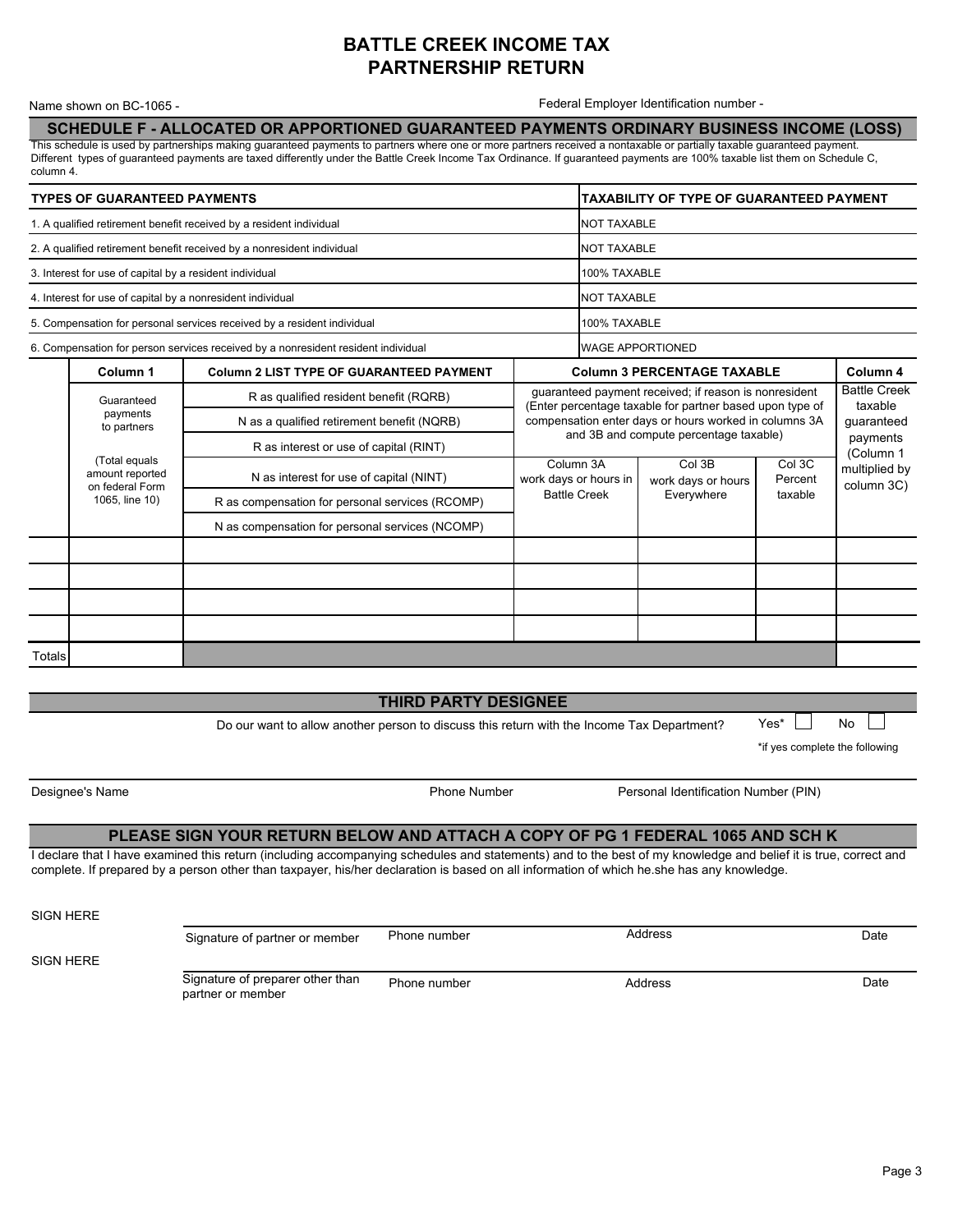# BATTLE CREEK INCOME TAX
# PARTNERSHIP RETURN

Name shown on BC-1065 -

Federal Employer Identification number -

## SCHEDULE F - ALLOCATED OR APPORTIONED GUARANTEED PAYMENTS ORDINARY BUSINESS INCOME (LOSS)

This schedule is used by partnerships making guaranteed payments to partners where one or more partners received a nontaxable or partially taxable guaranteed payment. Different types of guaranteed payments are taxed differently under the Battle Creek Income Tax Ordinance. If guaranteed payments are 100% taxable list them on Schedule C, column 4.

| TYPES OF GUARANTEED PAYMENTS | TAXABILITY OF TYPE OF GUARANTEED PAYMENT |
|---|---|
| 1. A qualified retirement benefit received by a resident individual | NOT TAXABLE |
| 2. A qualified retirement benefit received by a nonresident individual | NOT TAXABLE |
| 3. Interest for use of capital by a resident individual | 100% TAXABLE |
| 4. Interest for use of capital by a nonresident individual | NOT TAXABLE |
| 5. Compensation for personal services received by a resident individual | 100% TAXABLE |
| 6. Compensation for person services received by a nonresident resident individual | WAGE APPORTIONED |

| | Column 1 | Column 2 LIST TYPE OF GUARANTEED PAYMENT | Column 3 PERCENTAGE TAXABLE | | | Column 4 |
|---|---|---|---|---|---|---|
| | Guaranteed payments to partners<br><br>(Total equals amount reported on federal Form 1065, line 10) | R as qualified resident benefit (RQRB)<br>N as a qualified retirement benefit (NQRB)<br>R as interest or use of capital (RINT)<br>N as interest for use of capital (NINT)<br>R as compensation for personal services (RCOMP)<br>N as compensation for personal services (NCOMP) | guaranteed payment received; if reason is nonresident (Enter percentage taxable for partner based upon type of compensation enter days or hours worked in columns 3A and 3B and compute percentage taxable) | | | Battle Creek taxable guaranteed payments (Column 1 multiplied by column 3C) |
| | | | Column 3A work days or hours in Battle Creek | Col 3B work days or hours Everywhere | Col 3C Percent taxable | |
| | | | | | | |
| | | | | | | |
| | | | | | | |
| | | | | | | |
| Totals | | | | | | |

## THIRD PARTY DESIGNEE

Do our want to allow another person to discuss this return with the Income Tax Department? Yes* ☐ No ☐

*if yes complete the following

Designee's Name | Phone Number | Personal Identification Number (PIN)

## PLEASE SIGN YOUR RETURN BELOW AND ATTACH A COPY OF PG 1 FEDERAL 1065 AND SCH K

I declare that I have examined this return (including accompanying schedules and statements) and to the best of my knowledge and belief it is true, correct and complete. If prepared by a person other than taxpayer, his/her declaration is based on all information of which he.she has any knowledge.

SIGN HERE

Signature of partner or member | Phone number | Address | Date

SIGN HERE

Signature of preparer other than partner or member | Phone number | Address | Date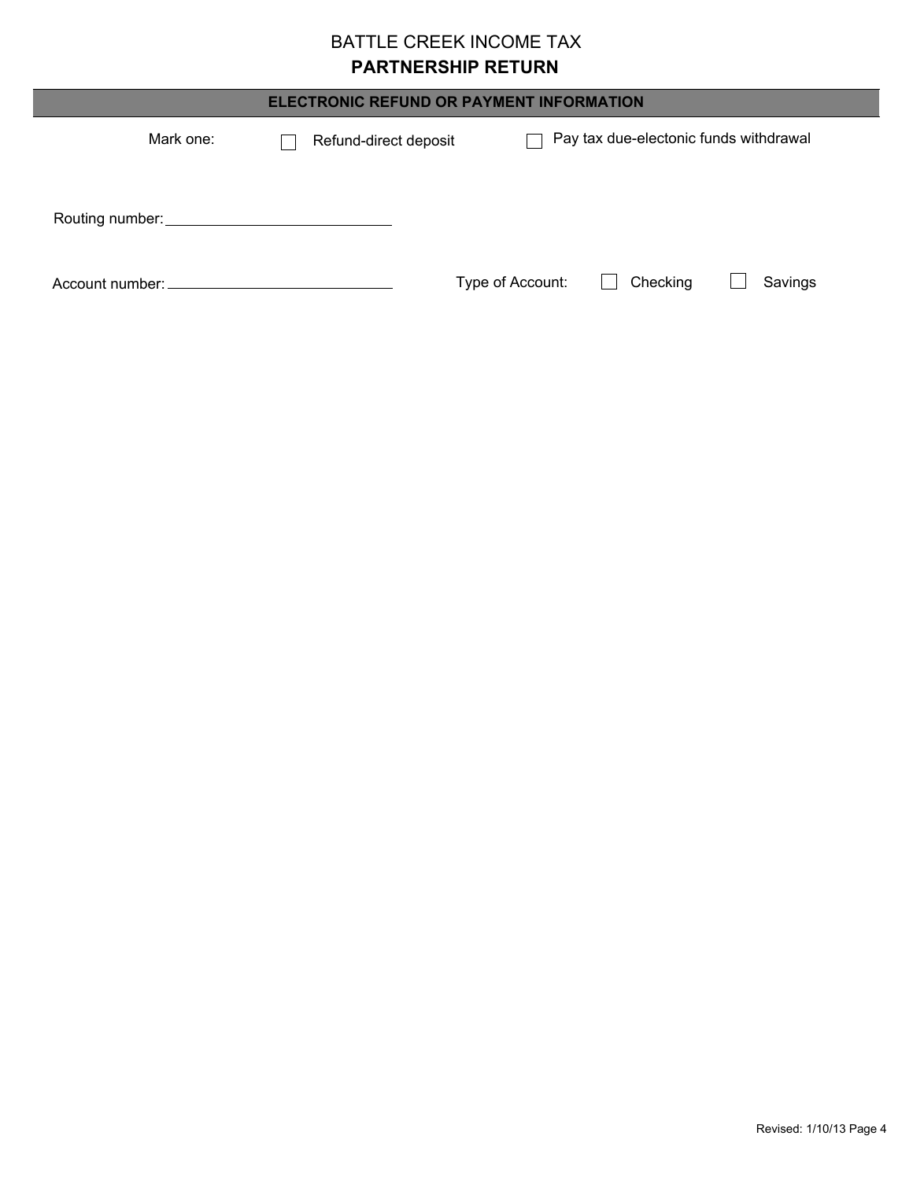# BATTLE CREEK INCOME TAX
## PARTNERSHIP RETURN

**ELECTRONIC REFUND OR PAYMENT INFORMATION**

Mark one: ☐ Refund-direct deposit ☐ Pay tax due-electonic funds withdrawal

Routing number: ____________________________

Account number: ____________________________ Type of Account: ☐ Checking ☐ Savings

Revised: 1/10/13